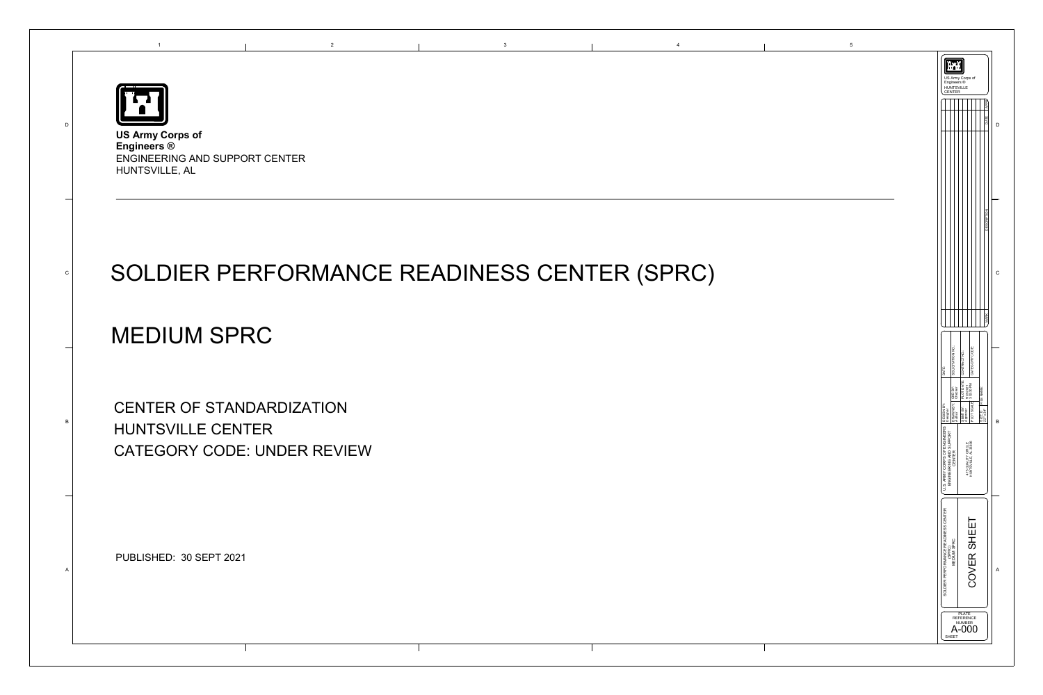**US Army Corps of Engineers ®**
ENGINEERING AND SUPPORT CENTER
HUNTSVILLE, AL

# SOLDIER PERFORMANCE READINESS CENTER (SPRC)

# MEDIUM SPRC

CENTER OF STANDARDIZATION
HUNTSVILLE CENTER
CATEGORY CODE: UNDER REVIEW

PUBLISHED: 30 SEPT 2021

US Army Corps of Engineers ®
HUNTSVILLE CENTER

U.S. ARMY CORPS OF ENGINEERS ENGINEERING AND SUPPORT CENTER
4716 DAVIDSON CIRCLE
HUNTSVILLE, AL 35806

SOLDIER PERFORMANCE READINESS CENTER (SPRC)
MEDIUM SPRC

COVER SHEET

PLATE REFERENCE NUMBER
A-000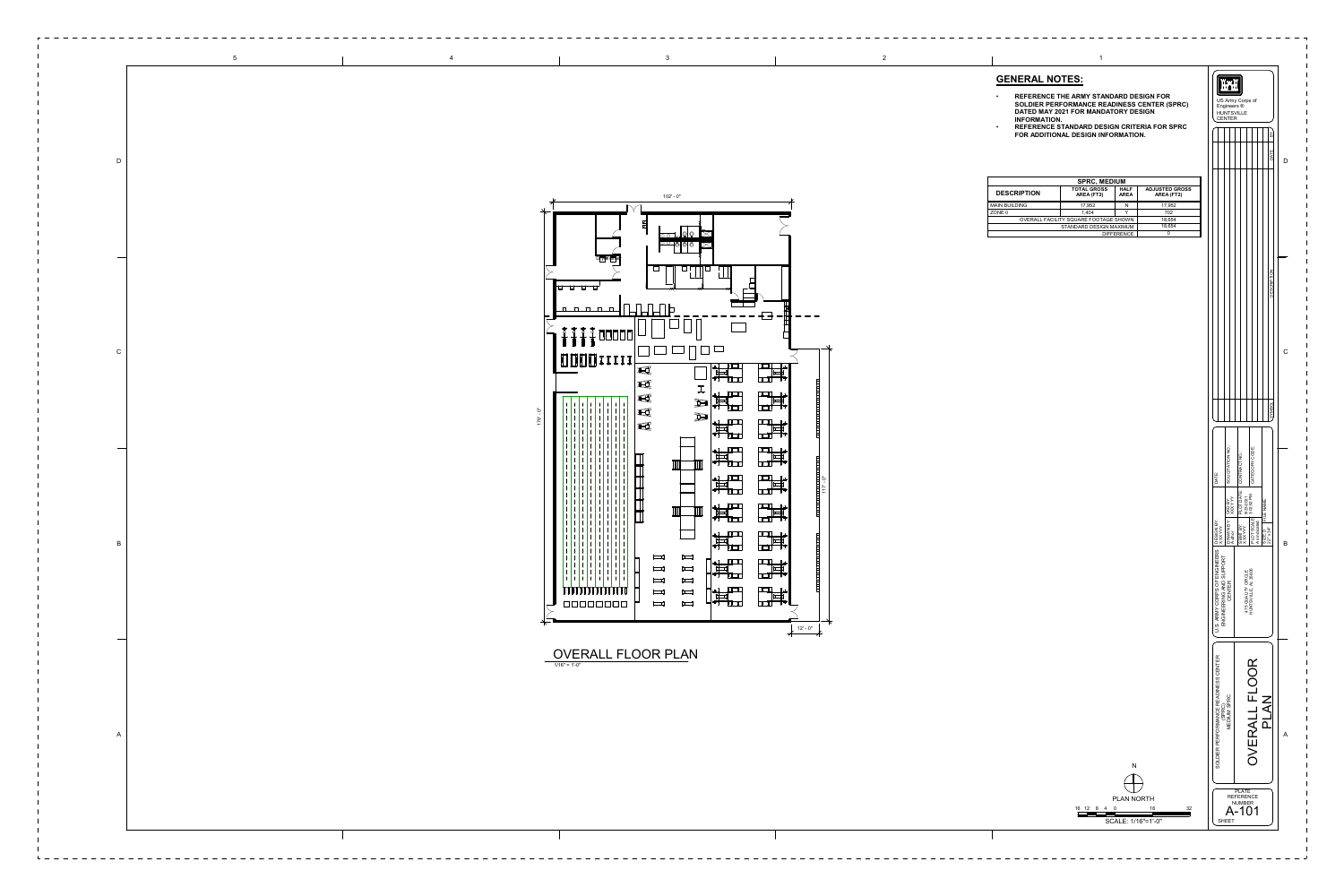## GENERAL NOTES:

- REFERENCE THE ARMY STANDARD DESIGN FOR SOLDIER PERFORMANCE READINESS CENTER (SPRC) DATED MAY 2021 FOR MANDATORY DESIGN INFORMATION.
- REFERENCE STANDARD DESIGN CRITERIA FOR SPRC FOR ADDITIONAL DESIGN INFORMATION.

| SPRC, MEDIUM | | | |
|---|---|---|---|
| DESCRIPTION | TOTAL GROSS AREA (FT2) | HALF AREA | ADJUSTED GROSS AREA (FT2) |
| MAIN BUILDING | 17,952 | N | 17,952 |
| ZONE 0 | 1,404 | Y | 702 |
| OVERALL FACILITY SQUARE FOOTAGE SHOWN | | | 18,654 |
| STANDARD DESIGN MAXIMUM | | | 18,654 |
| DIFFERENCE | | | 0 |

102' - 0"

178' - 0"

117' - 0"

12' - 0"

OVERALL FLOOR PLAN

1/16" = 1'-0"

N

PLAN NORTH

16 12 8 4 0 16 32

SCALE: 1/16"=1'-0"

US Army Corps of Engineers®
HUNTSVILLE CENTER

U.S. ARMY CORPS OF ENGINEERS
ENGINEERING AND SUPPORT CENTER

475 QUALITY CIRCLE
HUNTSVILLE, AL 35806

DESIGNED BY: XXXYYY
DRAWN BY: Author
CHECKED BY: XXXYYY
SUBMITTED BY: XXXYYY
PLOT SCALE: As indicated
SIZE: 22"x34"

DATE:
SOLICITATION NO.:
CONTRACT NO.:
CATEGORY CODE:

SOLDIER PERFORMANCE READINESS CENTER (SPRC) MEDIUM SPRC

OVERALL FLOOR PLAN

PLATE REFERENCE NUMBER

SHEET

A-101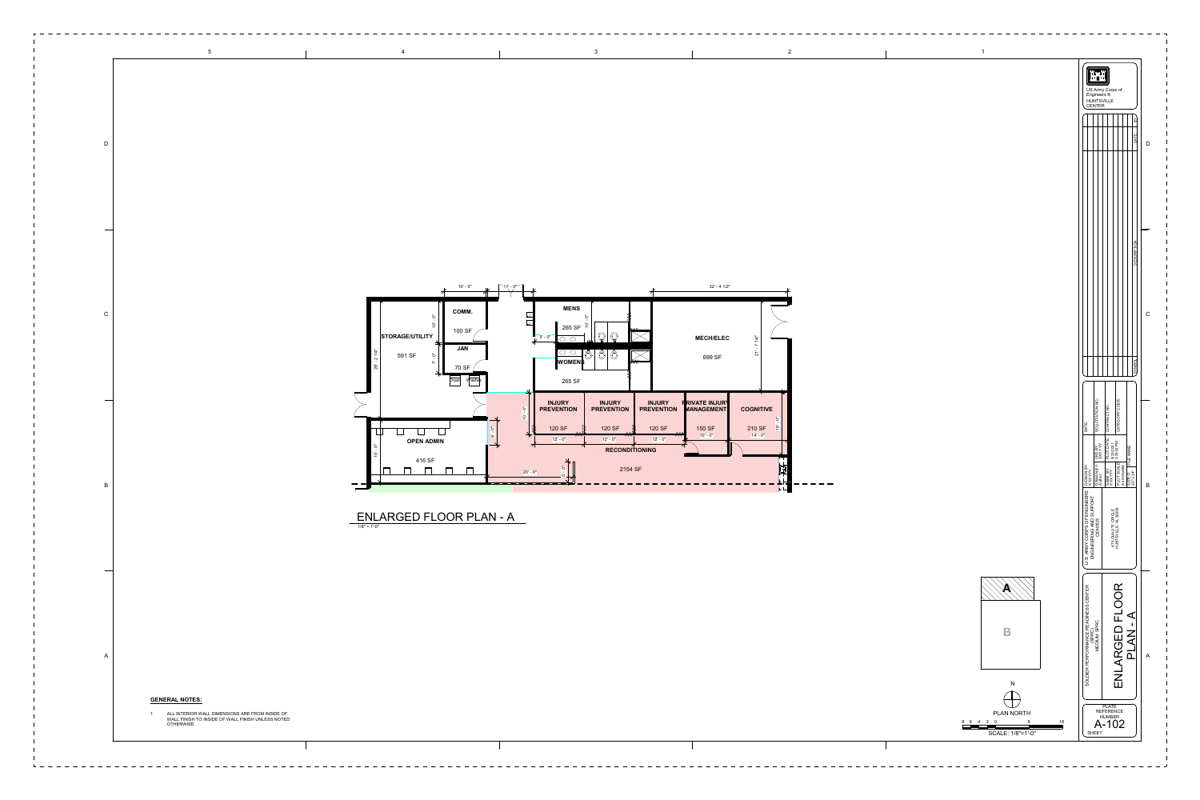# ENLARGED FLOOR PLAN - A

1/8" = 1'-0"

STORAGE/UTILITY
591 SF

COMM.
100 SF

JAN
70 SF

MENS
265 SF

WOMENS
265 SF

MECH/ELEC
699 SF

OPEN ADMIN
416 SF

INJURY PREVENTION
120 SF

INJURY PREVENTION
120 SF

INJURY PREVENTION
120 SF

PRIVATE INJURY MANAGEMENT
150 SF

COGNITIVE
210 SF

RECONDITIONING
2154 SF

10' - 0" | 11' - 0" | 32' - 4 1/2" | 10' - 0" | 7' - 0" | 28' - 2 1/4" | 10' - 0" | 5' - 0" | 21' - 7 1/8" | 10' - 0" | 12' - 0" | 12' - 0" | 12' - 0" | 10' - 0" | 14' - 0" | 15' - 0" | 15' - 0" | 8' - 0" | 20' - 6" | 5' - 0"

## GENERAL NOTES:

1. ALL INTERIOR WALL DIMENSIONS ARE FROM INSIDE OF WALL FINISH TO INSIDE OF WALL FINISH UNLESS NOTED OTHERWISE.

A
B

N
PLAN NORTH

8 6 4 2 0 8 16
SCALE: 1/8"=1'-0"

US Army Corps of Engineers® HUNTSVILLE CENTER

U.S. ARMY CORPS OF ENGINEERS ENGINEERING AND SUPPORT CENTER
475 QUALITY CIRCLE HUNTSVILLE, AL 35806

SOLDIER PERFORMANCE READINESS CENTER (SPRC) MEDIUM SPRC

ENLARGED FLOOR PLAN - A

PLATE REFERENCE NUMBER
A-102
SHEET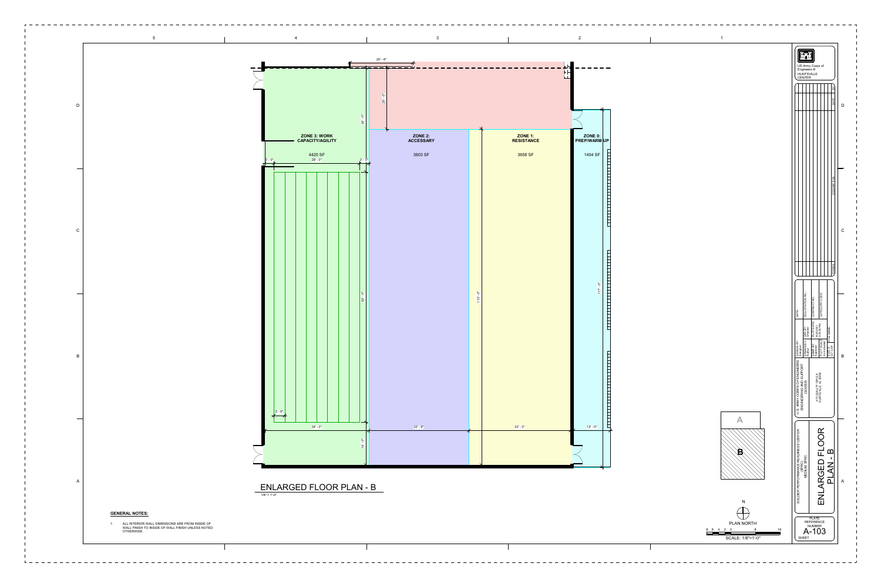ZONE 3: WORK CAPACITY/AGILITY

4420 SF

ZONE 2: ACCESSARY

3603 SF

ZONE 1: RESISTANCE

3658 SF

ZONE 0: PREP/WARM UP

1404 SF

20' - 6"

20' - 0"

34' - 0"

5' - 0"

26' - 0"

3' - 0"

82' - 0"

110' - 0"

117' - 0"

3' - 6"

34' - 0"

32' - 9"

33' - 3"

12' - 0"

14' - 0"

# ENLARGED FLOOR PLAN - B

1/8" = 1'-0"

**GENERAL NOTES:**

1. ALL INTERIOR WALL DIMENSIONS ARE FROM INSIDE OF WALL FINISH TO INSIDE OF WALL FINISH UNLESS NOTED OTHERWISE.

A

B

N

PLAN NORTH

8 6 4 2 0 8 16

SCALE: 1/8"=1'-0"

US Army Corps of Engineers® HUNTSVILLE CENTER

U.S. ARMY CORPS OF ENGINEERS ENGINEERING AND SUPPORT CENTER

475 QUALITY CIRCLE HUNTSVILLE, AL 35806

SOLDIER PERFORMANCE READINESS CENTER (SPRC) MEDIUM SPRC

ENLARGED FLOOR PLAN - B

PLATE REFERENCE NUMBER

A-103

SHEET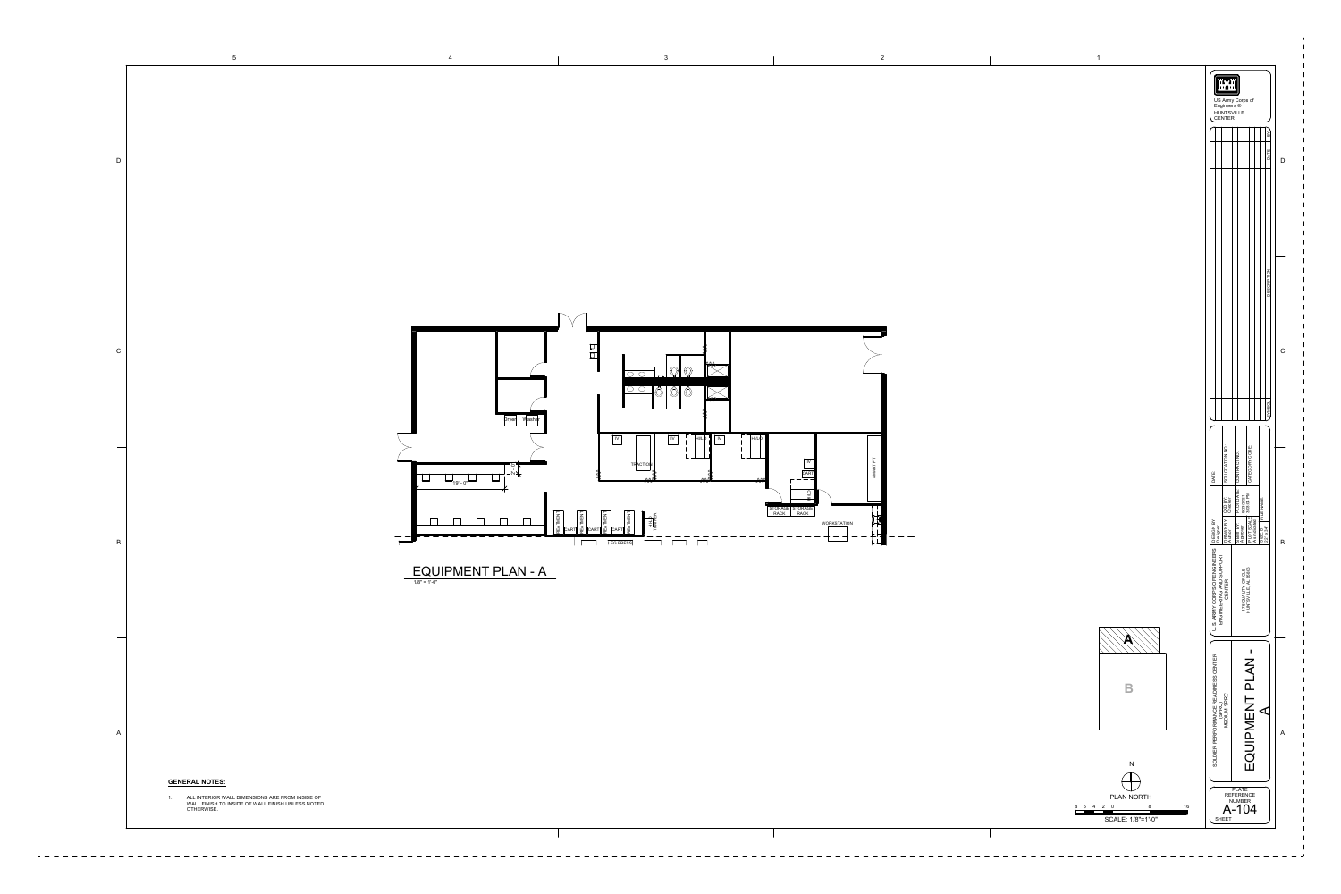# EQUIPMENT PLAN - A

1/8" = 1'-0"

TRACTION

SMART FIT

STORAGE RACK

STORAGE RACK

WORKSTATION

LEG PRESS

CART

DRYER

WASHER

19' - 0"

**GENERAL NOTES:**

1. ALL INTERIOR WALL DIMENSIONS ARE FROM INSIDE OF WALL FINISH TO INSIDE OF WALL FINISH UNLESS NOTED OTHERWISE.

A

B

N

PLAN NORTH

8 6 4 2 0 8 16

SCALE: 1/8"=1'-0"

US Army Corps of Engineers® HUNTSVILLE CENTER

U.S. ARMY CORPS OF ENGINEERS ENGINEERING AND SUPPORT CENTER

475 QUALITY CIRCLE HUNTSVILLE, AL 35806

SOLDIER PERFORMANCE READINESS CENTER (SPRC) MEDIUM SPRC

# EQUIPMENT PLAN - A

PLATE REFERENCE NUMBER

A-104

SHEET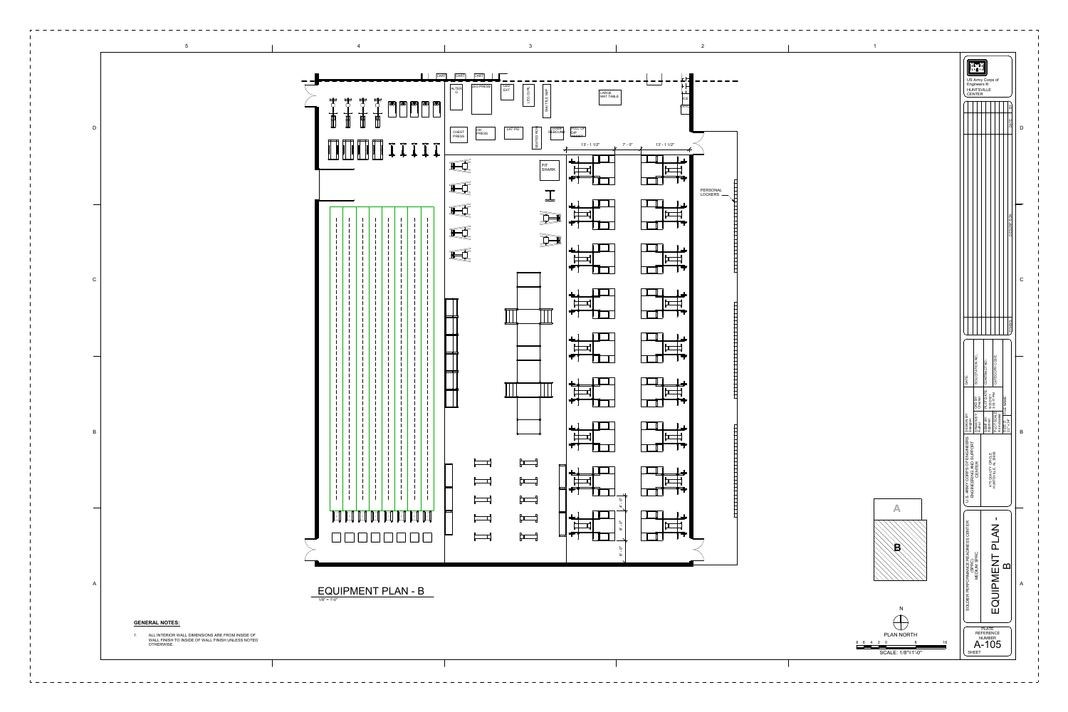# EQUIPMENT PLAN - B

1/8" = 1'-0"

CART
CART
CART
ALTER G
LEG PRESS
LEG EXT
LEG CURL
SHUTTLE MP
LARGE MAT TABLE
CHEST PRESS
OH PRESS
LAT PD
SEATED ROW
TRAMP REBOUND
PULL UP DIP ASSIST
PIT SHARK
PERSONAL LOCKERS

13' - 1 1/2"
7' - 0"
13' - 1 1/2"
4' - 0"
8' - 0"
8' - 0"

A
B

N
PLAN NORTH
8 6 4 2 0 8 16
SCALE: 1/8"=1'-0"

## GENERAL NOTES:

1. ALL INTERIOR WALL DIMENSIONS ARE FROM INSIDE OF WALL FINISH TO INSIDE OF WALL FINISH UNLESS NOTED OTHERWISE.

US Army Corps of Engineers ® HUNTSVILLE CENTER

U.S. ARMY CORPS OF ENGINEERS ENGINEERING AND SUPPORT CENTER

475 QUALITY CIRCLE HUNTSVILLE, AL 35806

SOLDIER PERFORMANCE READINESS CENTER (SPRC) MEDIUM SPRC

EQUIPMENT PLAN - B

PLATE REFERENCE NUMBER: A-105

SHEET